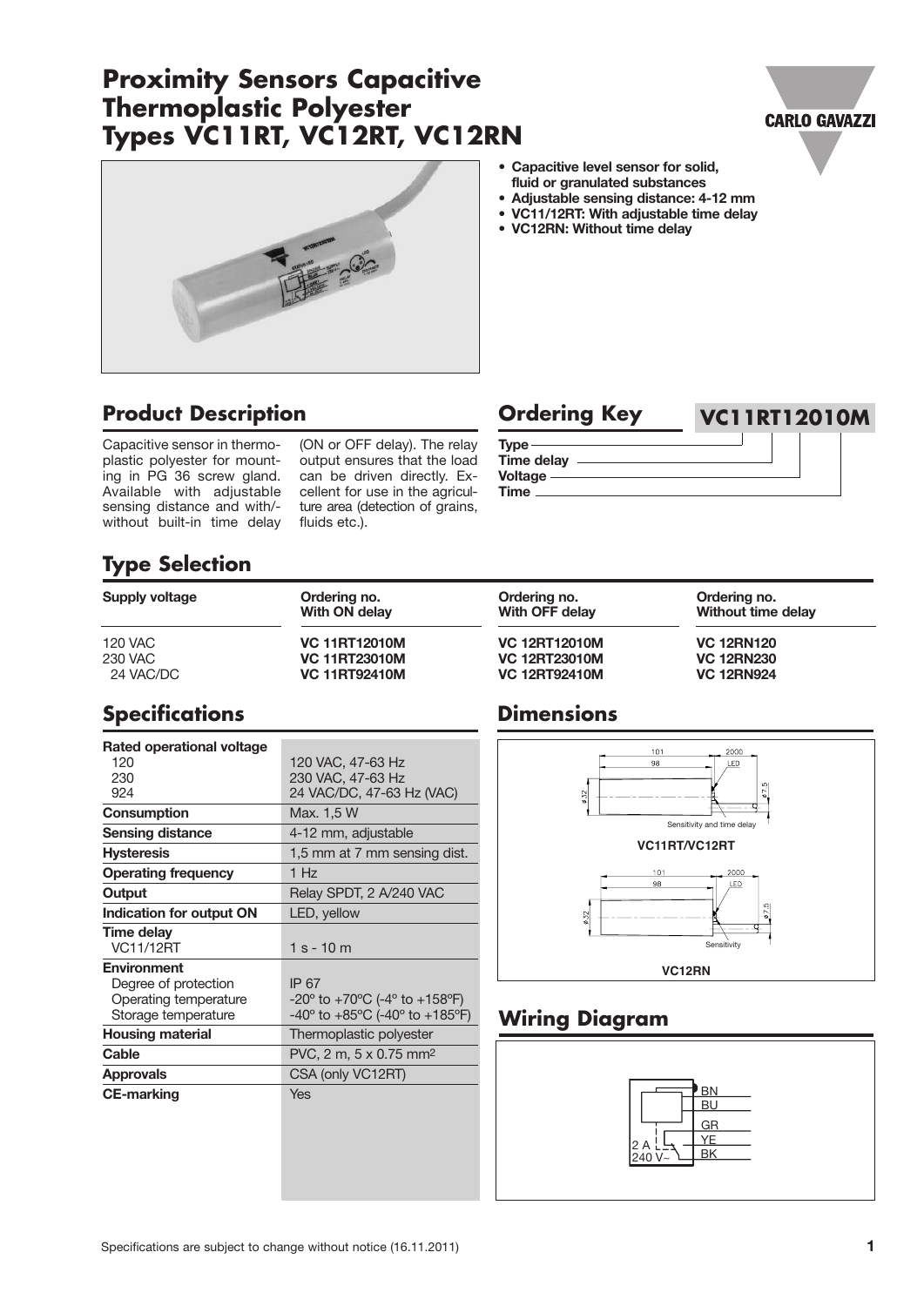# Proximity Sensors Capacitive Thermoplastic Polyester Types VC11RT, VC12RT, VC12RN

- **Capacitive level sensor for solid, fluid or granulated substances**
- **Adjustable sensing distance: 4-12 mm**
- **VC11/12RT: With adjustable time delay**
- **VC12RN: Without time delay**

## Product Description

Capacitive sensor in thermoplastic polyester for mounting in PG 36 screw gland. Available with adjustable sensing distance and with/-without built-in time delay (ON or OFF delay). The relay output ensures that the load can be driven directly. Excellent for use in the agriculture area (detection of grains, fluids etc.).

## Ordering Key

**VC11RT12010M**

- Type
- Time delay
- Voltage
- Time

## Type Selection

| Supply voltage | Ordering no. With ON delay | Ordering no. With OFF delay | Ordering no. Without time delay |
|---|---|---|---|
| 120 VAC | **VC 11RT12010M** | **VC 12RT12010M** | **VC 12RN120** |
| 230 VAC | **VC 11RT23010M** | **VC 12RT23010M** | **VC 12RN230** |
| 24 VAC/DC | **VC 11RT92410M** | **VC 12RT92410M** | **VC 12RN924** |

## Specifications

| | |
|---|---|
| **Rated operational voltage** | |
| 120 | 120 VAC, 47-63 Hz |
| 230 | 230 VAC, 47-63 Hz |
| 924 | 24 VAC/DC, 47-63 Hz (VAC) |
| **Consumption** | Max. 1,5 W |
| **Sensing distance** | 4-12 mm, adjustable |
| **Hysteresis** | 1,5 mm at 7 mm sensing dist. |
| **Operating frequency** | 1 Hz |
| **Output** | Relay SPDT, 2 A/240 VAC |
| **Indication for output ON** | LED, yellow |
| **Time delay** | |
| VC11/12RT | 1 s - 10 m |
| **Environment** | |
| Degree of protection | IP 67 |
| Operating temperature | -20° to +70°C (-4° to +158°F) |
| Storage temperature | -40° to +85°C (-40° to +185°F) |
| **Housing material** | Thermoplastic polyester |
| **Cable** | PVC, 2 m, 5 x 0.75 mm² |
| **Approvals** | CSA (only VC12RT) |
| **CE-marking** | Yes |

## Dimensions

101, 98, 2000, LED, ø 32, ø 7.5

Sensitivity and time delay

**VC11RT/VC12RT**

101, 98, 2000, LED, ø 32, ø 7.5

Sensitivity

**VC12RN**

## Wiring Diagram

BN, BU, GR, YE, BK

2 A 240 V~

Specifications are subject to change without notice (16.11.2011)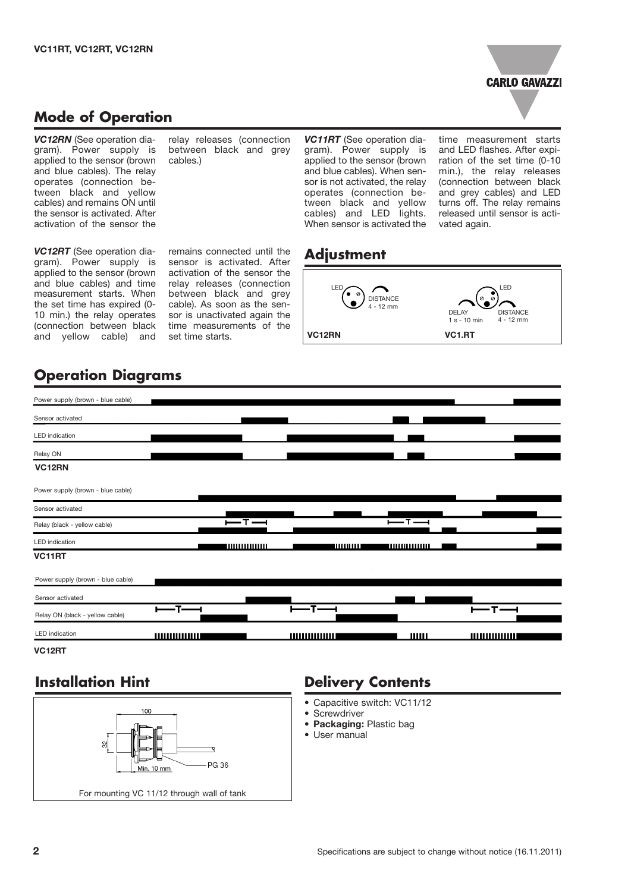## Mode of Operation

***VC12RN*** (See operation diagram). Power supply is applied to the sensor (brown and blue cables). The relay operates (connection between black and yellow cables) and remains ON until the sensor is activated. After activation of the sensor the relay releases (connection between black and grey cables.)

***VC12RT*** (See operation diagram). Power supply is applied to the sensor (brown and blue cables) and time measurement starts. When the set time has expired (0-10 min.) the relay operates (connection between black and yellow cable) and remains connected until the sensor is activated. After activation of the sensor the relay releases (connection between black and grey cable). As soon as the sensor is unactivated again the time measurements of the set time starts.

***VC11RT*** (See operation diagram). Power supply is applied to the sensor (brown and blue cables). When sensor is not activated, the relay operates (connection between black and yellow cables) and LED lights. When sensor is activated the time measurement starts and LED flashes. After expiration of the set time (0-10 min.), the relay releases (connection between black and grey cables) and LED turns off. The relay remains released until sensor is activated again.

## Adjustment

LED
DISTANCE
4 - 12 mm
VC12RN

LED
DELAY
1 s - 10 min
DISTANCE
4 - 12 mm
VC1.RT

## Operation Diagrams

Power supply (brown - blue cable)
Sensor activated
LED indication
Relay ON
VC12RN

Power supply (brown - blue cable)
Sensor activated
Relay (black - yellow cable)
LED indication
T
T
VC11RT

Power supply (brown - blue cable)
Sensor activated
Relay ON (black - yellow cable)
LED indication
T
T
T
VC12RT

## Installation Hint

100
32
Min. 10 mm
PG 36

For mounting VC 11/12 through wall of tank

## Delivery Contents

- Capacitive switch: VC11/12
- Screwdriver
- **Packaging:** Plastic bag
- User manual

Specifications are subject to change without notice (16.11.2011)